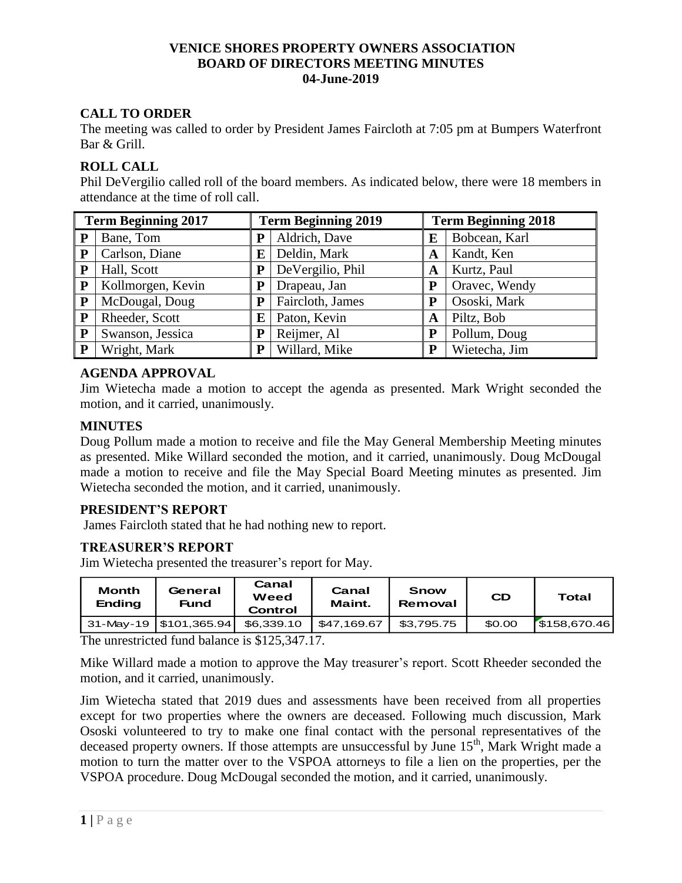**VENICE SHORES PROPERTY OWNERS ASSOCIATION**
**BOARD OF DIRECTORS MEETING MINUTES**
**04-June-2019**

## CALL TO ORDER

The meeting was called to order by President James Faircloth at 7:05 pm at Bumpers Waterfront Bar & Grill.

## ROLL CALL

Phil DeVergilio called roll of the board members. As indicated below, there were 18 members in attendance at the time of roll call.

| Term Beginning 2017 | | Term Beginning 2019 | | Term Beginning 2018 | |
|---|---|---|---|---|---|
| P | Bane, Tom | P | Aldrich, Dave | E | Bobcean, Karl |
| P | Carlson, Diane | E | Deldin, Mark | A | Kandt, Ken |
| P | Hall, Scott | P | DeVergilio, Phil | A | Kurtz, Paul |
| P | Kollmorgen, Kevin | P | Drapeau, Jan | P | Oravec, Wendy |
| P | McDougal, Doug | P | Faircloth, James | P | Ososki, Mark |
| P | Rheeder, Scott | E | Paton, Kevin | A | Piltz, Bob |
| P | Swanson, Jessica | P | Reijmer, Al | P | Pollum, Doug |
| P | Wright, Mark | P | Willard, Mike | P | Wietecha, Jim |

## AGENDA APPROVAL

Jim Wietecha made a motion to accept the agenda as presented. Mark Wright seconded the motion, and it carried, unanimously.

## MINUTES

Doug Pollum made a motion to receive and file the May General Membership Meeting minutes as presented. Mike Willard seconded the motion, and it carried, unanimously. Doug McDougal made a motion to receive and file the May Special Board Meeting minutes as presented. Jim Wietecha seconded the motion, and it carried, unanimously.

## PRESIDENT'S REPORT

James Faircloth stated that he had nothing new to report.

## TREASURER'S REPORT

Jim Wietecha presented the treasurer's report for May.

| Month Ending | General Fund | Canal Weed Control | Canal Maint. | Snow Removal | CD | Total |
|---|---|---|---|---|---|---|
| 31-May-19 | $101,365.94 | $6,339.10 | $47,169.67 | $3,795.75 | $0.00 | $158,670.46 |

The unrestricted fund balance is $125,347.17.

Mike Willard made a motion to approve the May treasurer's report. Scott Rheeder seconded the motion, and it carried, unanimously.

Jim Wietecha stated that 2019 dues and assessments have been received from all properties except for two properties where the owners are deceased. Following much discussion, Mark Ososki volunteered to try to make one final contact with the personal representatives of the deceased property owners. If those attempts are unsuccessful by June 15th, Mark Wright made a motion to turn the matter over to the VSPOA attorneys to file a lien on the properties, per the VSPOA procedure. Doug McDougal seconded the motion, and it carried, unanimously.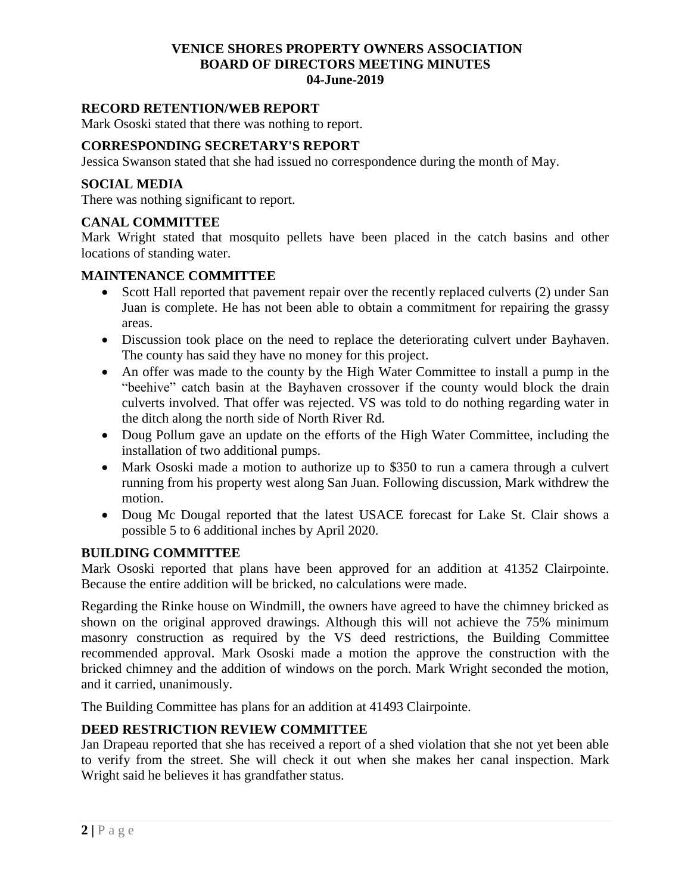# VENICE SHORES PROPERTY OWNERS ASSOCIATION
# BOARD OF DIRECTORS MEETING MINUTES
# 04-June-2019

## RECORD RETENTION/WEB REPORT

Mark Ososki stated that there was nothing to report.

## CORRESPONDING SECRETARY'S REPORT

Jessica Swanson stated that she had issued no correspondence during the month of May.

## SOCIAL MEDIA

There was nothing significant to report.

## CANAL COMMITTEE

Mark Wright stated that mosquito pellets have been placed in the catch basins and other locations of standing water.

## MAINTENANCE COMMITTEE

- Scott Hall reported that pavement repair over the recently replaced culverts (2) under San Juan is complete. He has not been able to obtain a commitment for repairing the grassy areas.
- Discussion took place on the need to replace the deteriorating culvert under Bayhaven. The county has said they have no money for this project.
- An offer was made to the county by the High Water Committee to install a pump in the "beehive" catch basin at the Bayhaven crossover if the county would block the drain culverts involved. That offer was rejected. VS was told to do nothing regarding water in the ditch along the north side of North River Rd.
- Doug Pollum gave an update on the efforts of the High Water Committee, including the installation of two additional pumps.
- Mark Ososki made a motion to authorize up to $350 to run a camera through a culvert running from his property west along San Juan. Following discussion, Mark withdrew the motion.
- Doug Mc Dougal reported that the latest USACE forecast for Lake St. Clair shows a possible 5 to 6 additional inches by April 2020.

## BUILDING COMMITTEE

Mark Ososki reported that plans have been approved for an addition at 41352 Clairpointe. Because the entire addition will be bricked, no calculations were made.

Regarding the Rinke house on Windmill, the owners have agreed to have the chimney bricked as shown on the original approved drawings. Although this will not achieve the 75% minimum masonry construction as required by the VS deed restrictions, the Building Committee recommended approval. Mark Ososki made a motion the approve the construction with the bricked chimney and the addition of windows on the porch. Mark Wright seconded the motion, and it carried, unanimously.

The Building Committee has plans for an addition at 41493 Clairpointe.

## DEED RESTRICTION REVIEW COMMITTEE

Jan Drapeau reported that she has received a report of a shed violation that she not yet been able to verify from the street. She will check it out when she makes her canal inspection. Mark Wright said he believes it has grandfather status.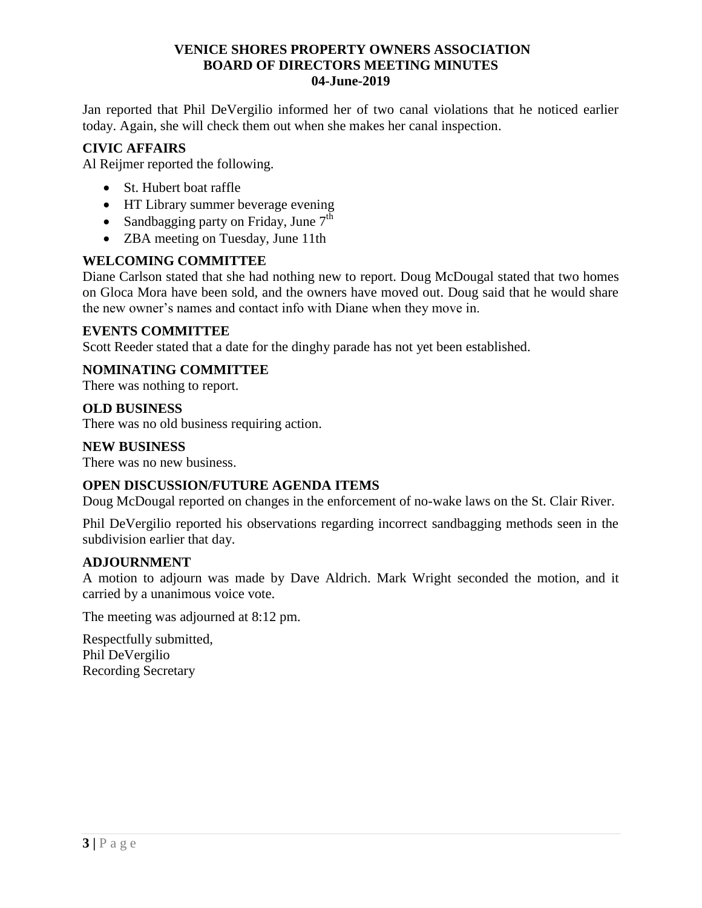**VENICE SHORES PROPERTY OWNERS ASSOCIATION**
**BOARD OF DIRECTORS MEETING MINUTES**
**04-June-2019**

Jan reported that Phil DeVergilio informed her of two canal violations that he noticed earlier today. Again, she will check them out when she makes her canal inspection.

### CIVIC AFFAIRS

Al Reijmer reported the following.

- St. Hubert boat raffle
- HT Library summer beverage evening
- Sandbagging party on Friday, June 7th
- ZBA meeting on Tuesday, June 11th

### WELCOMING COMMITTEE

Diane Carlson stated that she had nothing new to report. Doug McDougal stated that two homes on Gloca Mora have been sold, and the owners have moved out. Doug said that he would share the new owner's names and contact info with Diane when they move in.

### EVENTS COMMITTEE

Scott Reeder stated that a date for the dinghy parade has not yet been established.

### NOMINATING COMMITTEE

There was nothing to report.

### OLD BUSINESS

There was no old business requiring action.

### NEW BUSINESS

There was no new business.

### OPEN DISCUSSION/FUTURE AGENDA ITEMS

Doug McDougal reported on changes in the enforcement of no-wake laws on the St. Clair River.

Phil DeVergilio reported his observations regarding incorrect sandbagging methods seen in the subdivision earlier that day.

### ADJOURNMENT

A motion to adjourn was made by Dave Aldrich. Mark Wright seconded the motion, and it carried by a unanimous voice vote.

The meeting was adjourned at 8:12 pm.

Respectfully submitted,
Phil DeVergilio
Recording Secretary